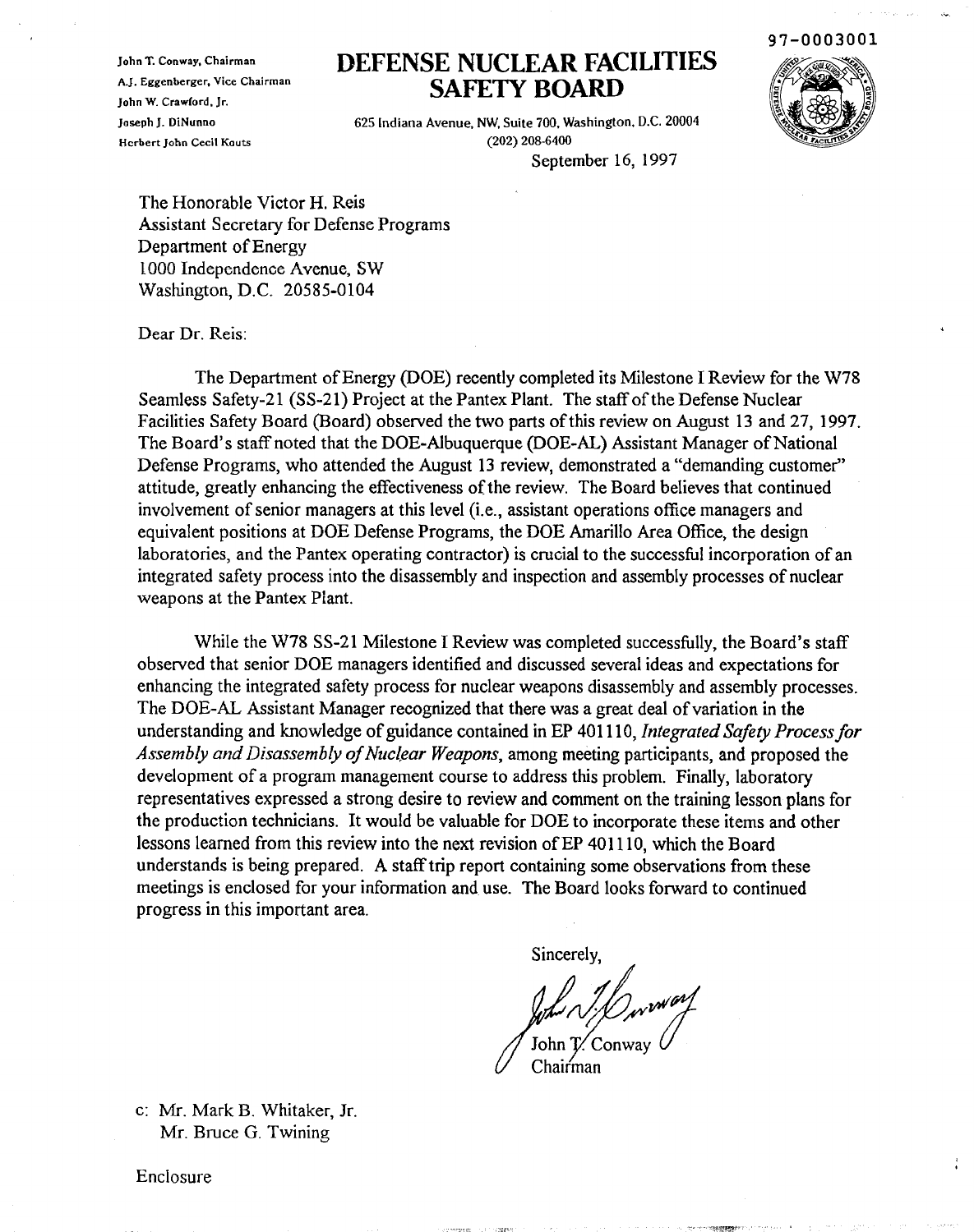97-0003001

John T. Conway, Chairman
A.J. Eggenberger, Vice Chairman
John W. Crawford, Jr.
Joseph J. DiNunno
Herbert John Cecil Kouts

# DEFENSE NUCLEAR FACILITIES SAFETY BOARD

625 Indiana Avenue, NW, Suite 700, Washington, D.C. 20004
(202) 208-6400

September 16, 1997

The Honorable Victor H. Reis
Assistant Secretary for Defense Programs
Department of Energy
1000 Independence Avenue, SW
Washington, D.C. 20585-0104

Dear Dr. Reis:

The Department of Energy (DOE) recently completed its Milestone I Review for the W78 Seamless Safety-21 (SS-21) Project at the Pantex Plant. The staff of the Defense Nuclear Facilities Safety Board (Board) observed the two parts of this review on August 13 and 27, 1997. The Board's staff noted that the DOE-Albuquerque (DOE-AL) Assistant Manager of National Defense Programs, who attended the August 13 review, demonstrated a "demanding customer" attitude, greatly enhancing the effectiveness of the review. The Board believes that continued involvement of senior managers at this level (i.e., assistant operations office managers and equivalent positions at DOE Defense Programs, the DOE Amarillo Area Office, the design laboratories, and the Pantex operating contractor) is crucial to the successful incorporation of an integrated safety process into the disassembly and inspection and assembly processes of nuclear weapons at the Pantex Plant.

While the W78 SS-21 Milestone I Review was completed successfully, the Board's staff observed that senior DOE managers identified and discussed several ideas and expectations for enhancing the integrated safety process for nuclear weapons disassembly and assembly processes. The DOE-AL Assistant Manager recognized that there was a great deal of variation in the understanding and knowledge of guidance contained in EP 401110, *Integrated Safety Process for Assembly and Disassembly of Nuclear Weapons*, among meeting participants, and proposed the development of a program management course to address this problem. Finally, laboratory representatives expressed a strong desire to review and comment on the training lesson plans for the production technicians. It would be valuable for DOE to incorporate these items and other lessons learned from this review into the next revision of EP 401110, which the Board understands is being prepared. A staff trip report containing some observations from these meetings is enclosed for your information and use. The Board looks forward to continued progress in this important area.

Sincerely,

John T. Conway
Chairman

c: Mr. Mark B. Whitaker, Jr.
   Mr. Bruce G. Twining

Enclosure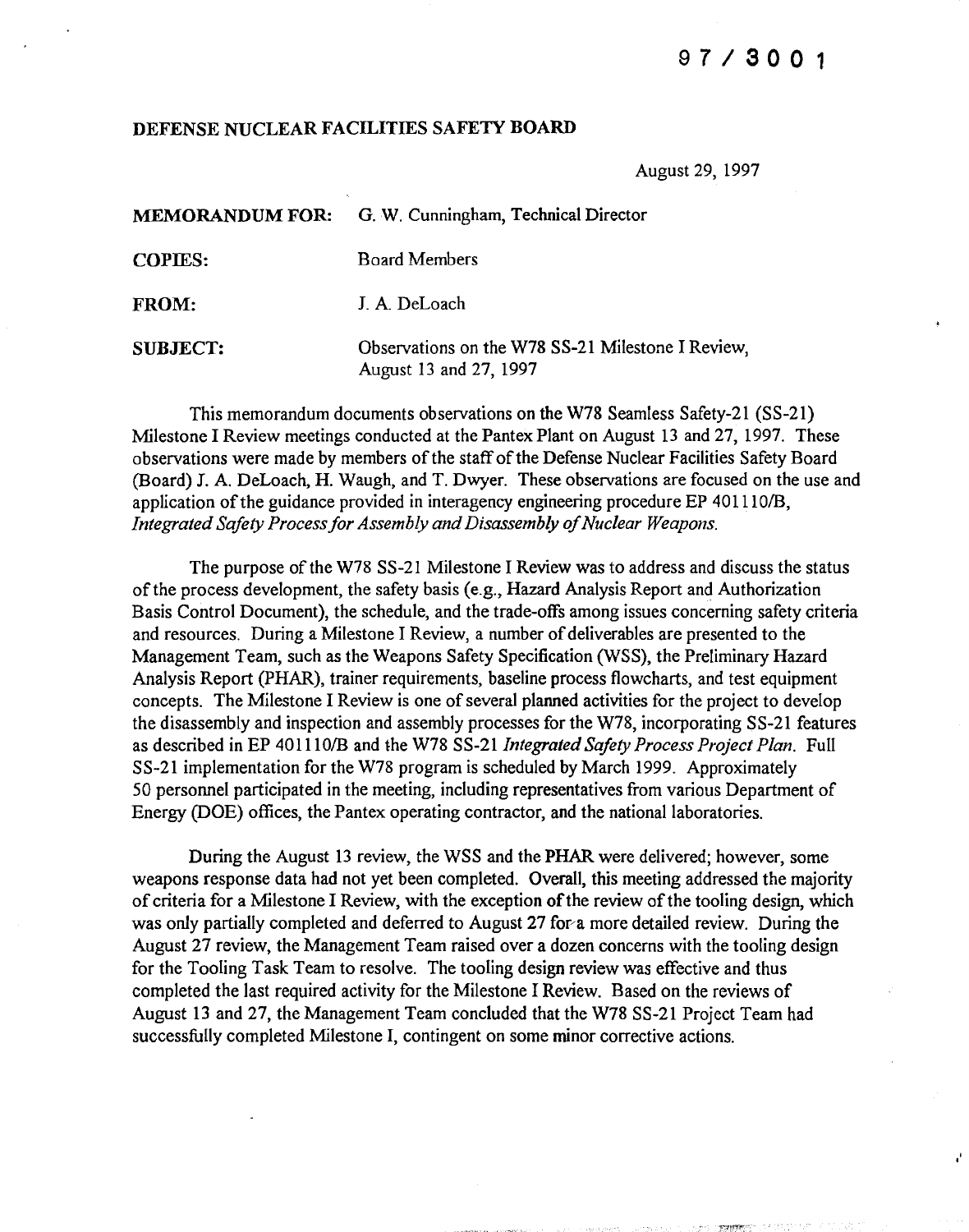97 / 3001

**DEFENSE NUCLEAR FACILITIES SAFETY BOARD**

August 29, 1997

| | |
|---|---|
| **MEMORANDUM FOR:** | G. W. Cunningham, Technical Director |
| **COPIES:** | Board Members |
| **FROM:** | J. A. DeLoach |
| **SUBJECT:** | Observations on the W78 SS-21 Milestone I Review, August 13 and 27, 1997 |

This memorandum documents observations on the W78 Seamless Safety-21 (SS-21) Milestone I Review meetings conducted at the Pantex Plant on August 13 and 27, 1997. These observations were made by members of the staff of the Defense Nuclear Facilities Safety Board (Board) J. A. DeLoach, H. Waugh, and T. Dwyer. These observations are focused on the use and application of the guidance provided in interagency engineering procedure EP 401110/B, *Integrated Safety Process for Assembly and Disassembly of Nuclear Weapons.*

The purpose of the W78 SS-21 Milestone I Review was to address and discuss the status of the process development, the safety basis (e.g., Hazard Analysis Report and Authorization Basis Control Document), the schedule, and the trade-offs among issues concerning safety criteria and resources. During a Milestone I Review, a number of deliverables are presented to the Management Team, such as the Weapons Safety Specification (WSS), the Preliminary Hazard Analysis Report (PHAR), trainer requirements, baseline process flowcharts, and test equipment concepts. The Milestone I Review is one of several planned activities for the project to develop the disassembly and inspection and assembly processes for the W78, incorporating SS-21 features as described in EP 401110/B and the W78 SS-21 *Integrated Safety Process Project Plan.* Full SS-21 implementation for the W78 program is scheduled by March 1999. Approximately 50 personnel participated in the meeting, including representatives from various Department of Energy (DOE) offices, the Pantex operating contractor, and the national laboratories.

During the August 13 review, the WSS and the PHAR were delivered; however, some weapons response data had not yet been completed. Overall, this meeting addressed the majority of criteria for a Milestone I Review, with the exception of the review of the tooling design, which was only partially completed and deferred to August 27 for a more detailed review. During the August 27 review, the Management Team raised over a dozen concerns with the tooling design for the Tooling Task Team to resolve. The tooling design review was effective and thus completed the last required activity for the Milestone I Review. Based on the reviews of August 13 and 27, the Management Team concluded that the W78 SS-21 Project Team had successfully completed Milestone I, contingent on some minor corrective actions.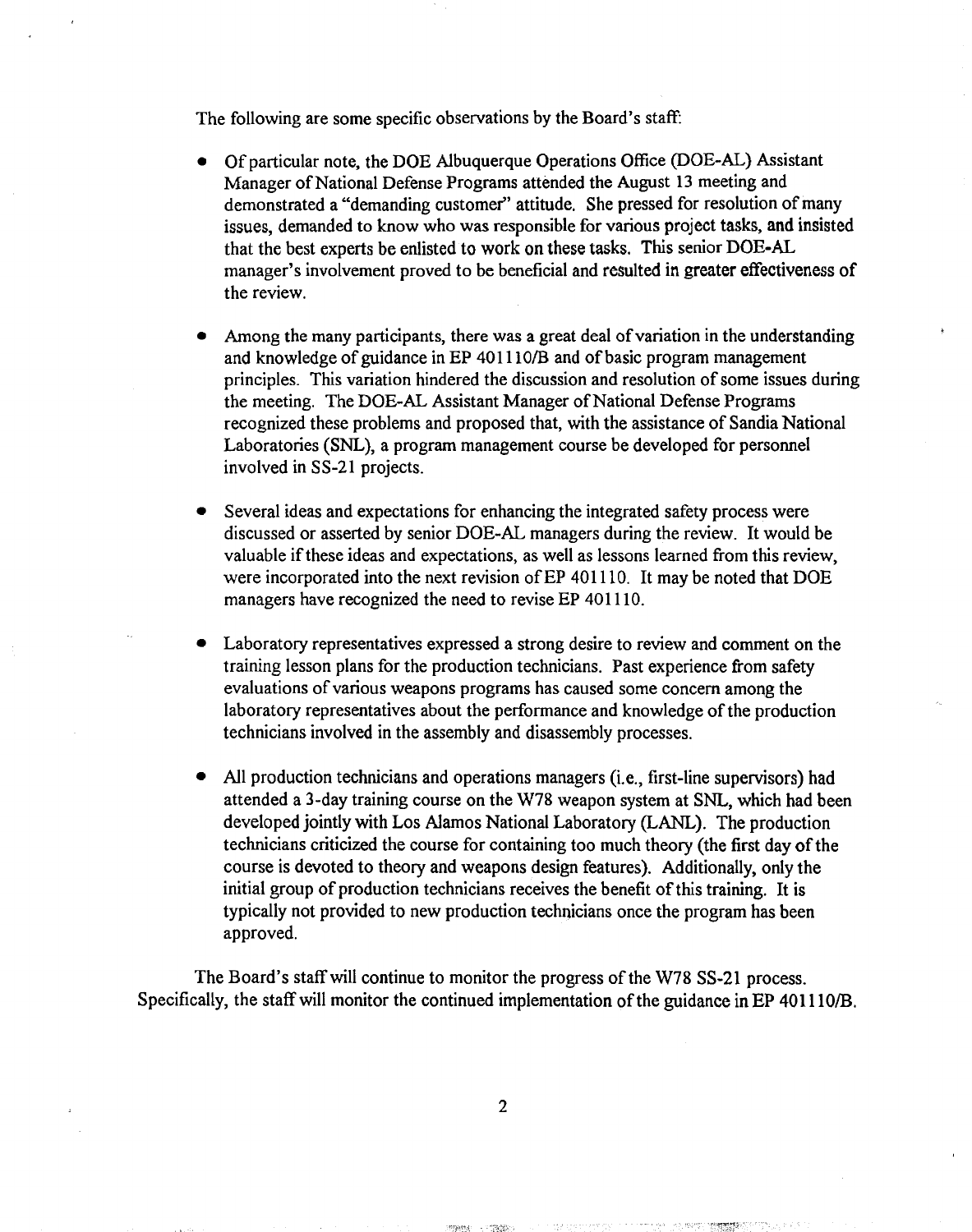The following are some specific observations by the Board's staff:

- Of particular note, the DOE Albuquerque Operations Office (DOE-AL) Assistant Manager of National Defense Programs attended the August 13 meeting and demonstrated a "demanding customer" attitude. She pressed for resolution of many issues, demanded to know who was responsible for various project tasks, and insisted that the best experts be enlisted to work on these tasks. This senior DOE-AL manager's involvement proved to be beneficial and resulted in greater effectiveness of the review.

- Among the many participants, there was a great deal of variation in the understanding and knowledge of guidance in EP 401110/B and of basic program management principles. This variation hindered the discussion and resolution of some issues during the meeting. The DOE-AL Assistant Manager of National Defense Programs recognized these problems and proposed that, with the assistance of Sandia National Laboratories (SNL), a program management course be developed for personnel involved in SS-21 projects.

- Several ideas and expectations for enhancing the integrated safety process were discussed or asserted by senior DOE-AL managers during the review. It would be valuable if these ideas and expectations, as well as lessons learned from this review, were incorporated into the next revision of EP 401110. It may be noted that DOE managers have recognized the need to revise EP 401110.

- Laboratory representatives expressed a strong desire to review and comment on the training lesson plans for the production technicians. Past experience from safety evaluations of various weapons programs has caused some concern among the laboratory representatives about the performance and knowledge of the production technicians involved in the assembly and disassembly processes.

- All production technicians and operations managers (i.e., first-line supervisors) had attended a 3-day training course on the W78 weapon system at SNL, which had been developed jointly with Los Alamos National Laboratory (LANL). The production technicians criticized the course for containing too much theory (the first day of the course is devoted to theory and weapons design features). Additionally, only the initial group of production technicians receives the benefit of this training. It is typically not provided to new production technicians once the program has been approved.

The Board's staff will continue to monitor the progress of the W78 SS-21 process. Specifically, the staff will monitor the continued implementation of the guidance in EP 401110/B.